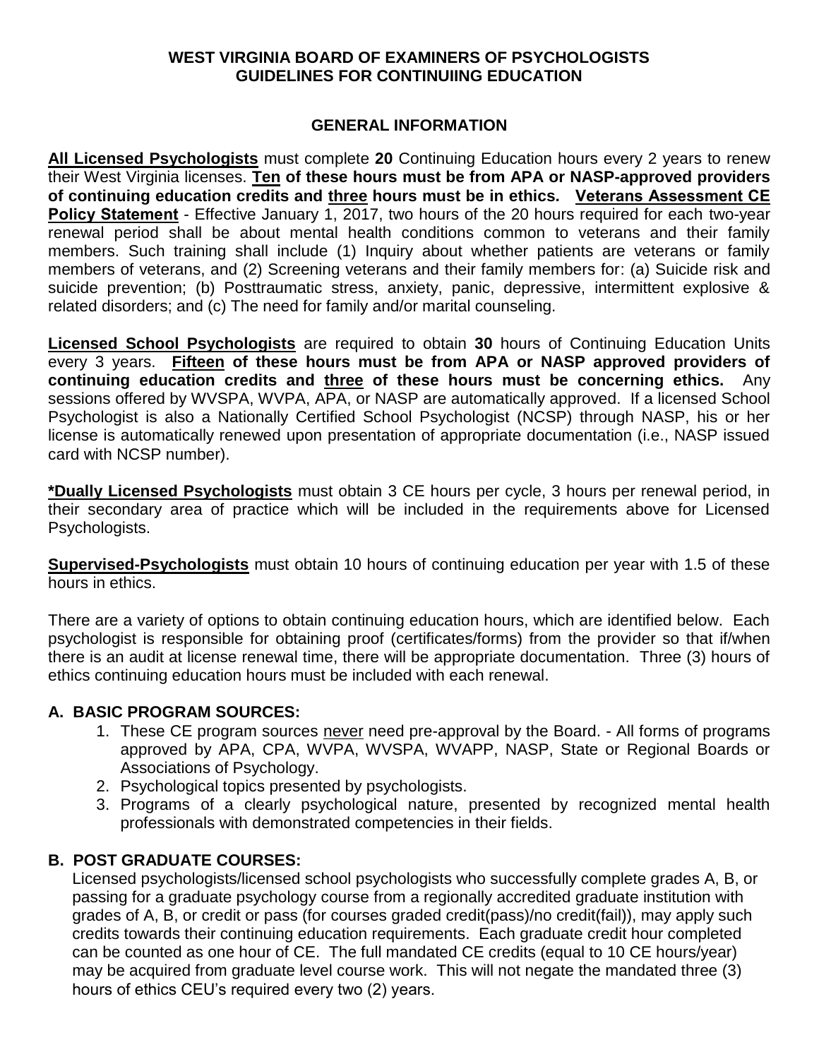# WEST VIRGINIA BOARD OF EXAMINERS OF PSYCHOLOGISTS
# GUIDELINES FOR CONTINUIING EDUCATION

## GENERAL INFORMATION

**All Licensed Psychologists** must complete **20** Continuing Education hours every 2 years to renew their West Virginia licenses. **Ten of these hours must be from APA or NASP-approved providers of continuing education credits and three hours must be in ethics. Veterans Assessment CE Policy Statement** - Effective January 1, 2017, two hours of the 20 hours required for each two-year renewal period shall be about mental health conditions common to veterans and their family members. Such training shall include (1) Inquiry about whether patients are veterans or family members of veterans, and (2) Screening veterans and their family members for: (a) Suicide risk and suicide prevention; (b) Posttraumatic stress, anxiety, panic, depressive, intermittent explosive & related disorders; and (c) The need for family and/or marital counseling.

**Licensed School Psychologists** are required to obtain **30** hours of Continuing Education Units every 3 years. **Fifteen of these hours must be from APA or NASP approved providers of continuing education credits and three of these hours must be concerning ethics.** Any sessions offered by WVSPA, WVPA, APA, or NASP are automatically approved. If a licensed School Psychologist is also a Nationally Certified School Psychologist (NCSP) through NASP, his or her license is automatically renewed upon presentation of appropriate documentation (i.e., NASP issued card with NCSP number).

**\*Dually Licensed Psychologists** must obtain 3 CE hours per cycle, 3 hours per renewal period, in their secondary area of practice which will be included in the requirements above for Licensed Psychologists.

**Supervised-Psychologists** must obtain 10 hours of continuing education per year with 1.5 of these hours in ethics.

There are a variety of options to obtain continuing education hours, which are identified below. Each psychologist is responsible for obtaining proof (certificates/forms) from the provider so that if/when there is an audit at license renewal time, there will be appropriate documentation. Three (3) hours of ethics continuing education hours must be included with each renewal.

### A. BASIC PROGRAM SOURCES:

1. These CE program sources never need pre-approval by the Board. - All forms of programs approved by APA, CPA, WVPA, WVSPA, WVAPP, NASP, State or Regional Boards or Associations of Psychology.
2. Psychological topics presented by psychologists.
3. Programs of a clearly psychological nature, presented by recognized mental health professionals with demonstrated competencies in their fields.

### B. POST GRADUATE COURSES:

Licensed psychologists/licensed school psychologists who successfully complete grades A, B, or passing for a graduate psychology course from a regionally accredited graduate institution with grades of A, B, or credit or pass (for courses graded credit(pass)/no credit(fail)), may apply such credits towards their continuing education requirements. Each graduate credit hour completed can be counted as one hour of CE. The full mandated CE credits (equal to 10 CE hours/year) may be acquired from graduate level course work. This will not negate the mandated three (3) hours of ethics CEU's required every two (2) years.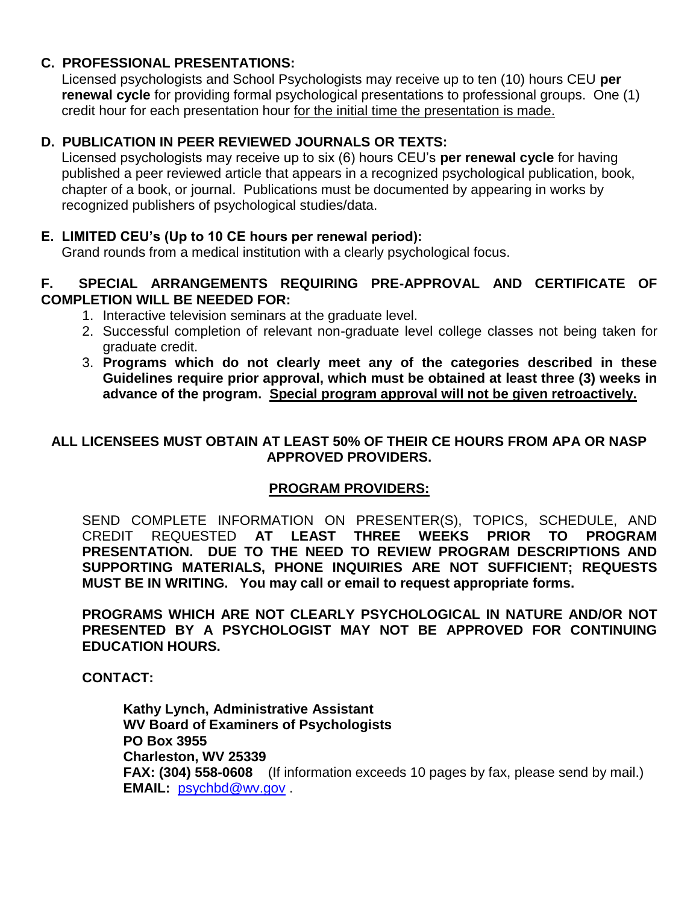## C. PROFESSIONAL PRESENTATIONS:

Licensed psychologists and School Psychologists may receive up to ten (10) hours CEU **per renewal cycle** for providing formal psychological presentations to professional groups. One (1) credit hour for each presentation hour for the initial time the presentation is made.

## D. PUBLICATION IN PEER REVIEWED JOURNALS OR TEXTS:

Licensed psychologists may receive up to six (6) hours CEU's **per renewal cycle** for having published a peer reviewed article that appears in a recognized psychological publication, book, chapter of a book, or journal. Publications must be documented by appearing in works by recognized publishers of psychological studies/data.

## E. LIMITED CEU's (Up to 10 CE hours per renewal period):

Grand rounds from a medical institution with a clearly psychological focus.

## F. SPECIAL ARRANGEMENTS REQUIRING PRE-APPROVAL AND CERTIFICATE OF COMPLETION WILL BE NEEDED FOR:

1. Interactive television seminars at the graduate level.
2. Successful completion of relevant non-graduate level college classes not being taken for graduate credit.
3. **Programs which do not clearly meet any of the categories described in these Guidelines require prior approval, which must be obtained at least three (3) weeks in advance of the program. Special program approval will not be given retroactively.**

**ALL LICENSEES MUST OBTAIN AT LEAST 50% OF THEIR CE HOURS FROM APA OR NASP APPROVED PROVIDERS.**

## PROGRAM PROVIDERS:

SEND COMPLETE INFORMATION ON PRESENTER(S), TOPICS, SCHEDULE, AND CREDIT REQUESTED **AT LEAST THREE WEEKS PRIOR TO PROGRAM PRESENTATION. DUE TO THE NEED TO REVIEW PROGRAM DESCRIPTIONS AND SUPPORTING MATERIALS, PHONE INQUIRIES ARE NOT SUFFICIENT; REQUESTS MUST BE IN WRITING. You may call or email to request appropriate forms.**

**PROGRAMS WHICH ARE NOT CLEARLY PSYCHOLOGICAL IN NATURE AND/OR NOT PRESENTED BY A PSYCHOLOGIST MAY NOT BE APPROVED FOR CONTINUING EDUCATION HOURS.**

**CONTACT:**

**Kathy Lynch, Administrative Assistant**
**WV Board of Examiners of Psychologists**
**PO Box 3955**
**Charleston, WV 25339**
**FAX: (304) 558-0608** (If information exceeds 10 pages by fax, please send by mail.)
**EMAIL:** psychbd@wv.gov .